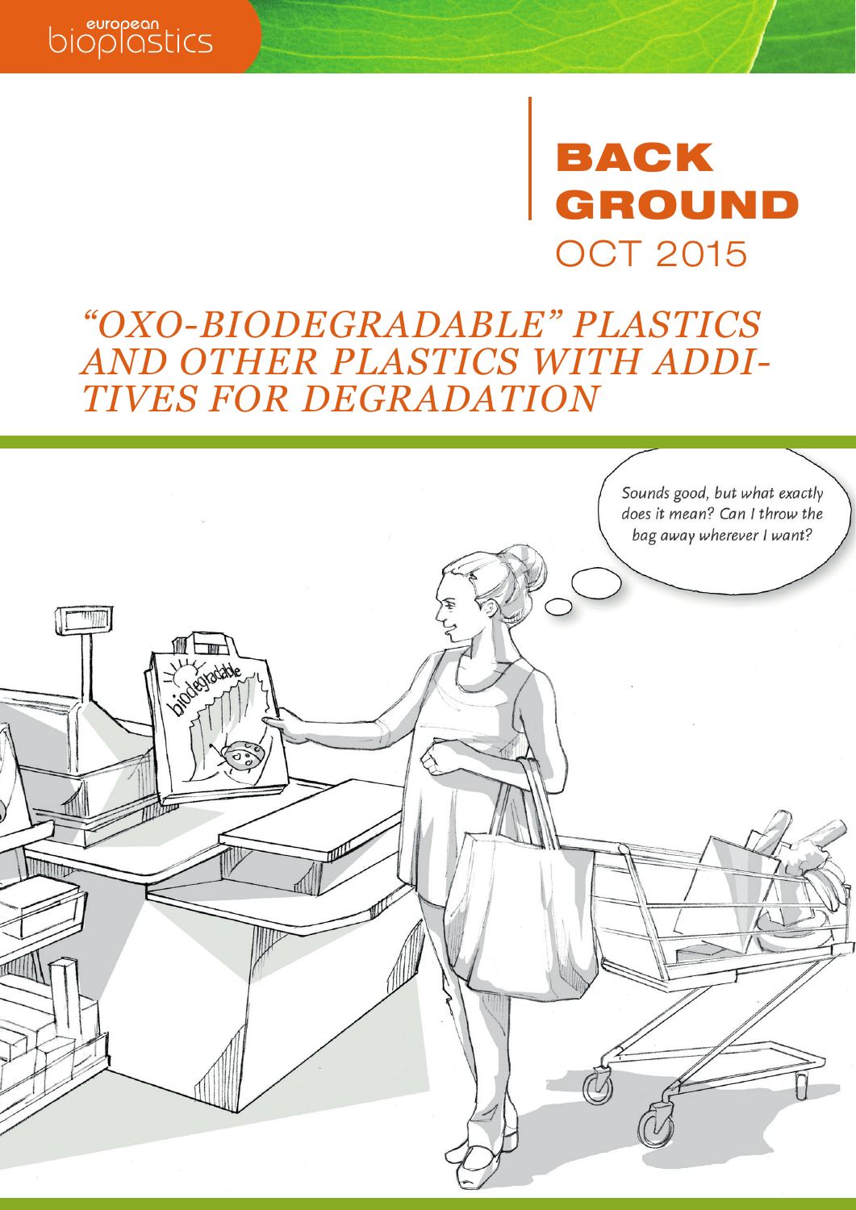european bioplastics

# BACK GROUND

OCT 2015

## *"OXO-BIODEGRADABLE" PLASTICS AND OTHER PLASTICS WITH ADDITIVES FOR DEGRADATION*

*Sounds good, but what exactly does it mean? Can I throw the bag away wherever I want?*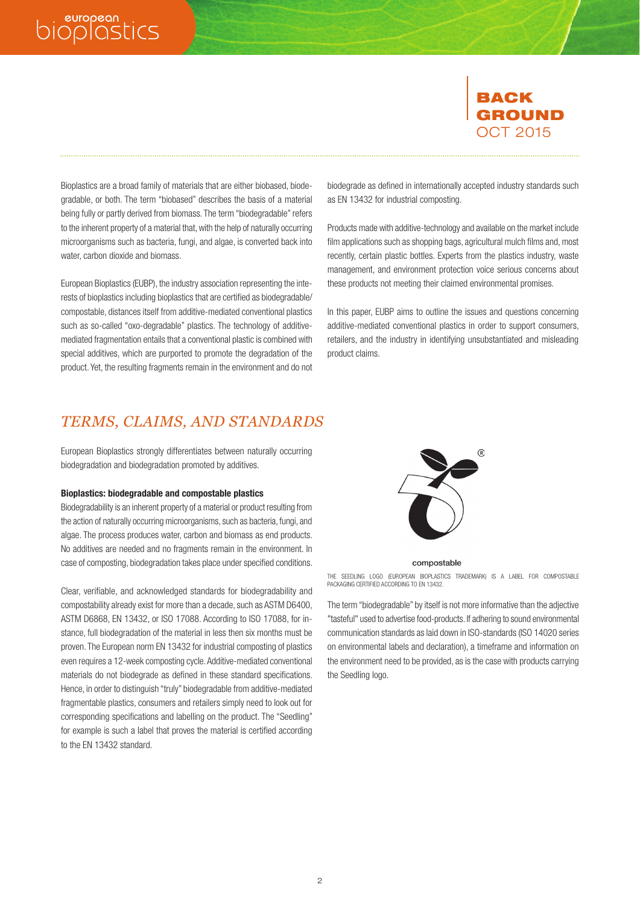# BACKGROUND OCT 2015

Bioplastics are a broad family of materials that are either biobased, biodegradable, or both. The term "biobased" describes the basis of a material being fully or partly derived from biomass. The term "biodegradable" refers to the inherent property of a material that, with the help of naturally occurring microorganisms such as bacteria, fungi, and algae, is converted back into water, carbon dioxide and biomass.

European Bioplastics (EUBP), the industry association representing the interests of bioplastics including bioplastics that are certified as biodegradable/compostable, distances itself from additive-mediated conventional plastics such as so-called "oxo-degradable" plastics. The technology of additive-mediated fragmentation entails that a conventional plastic is combined with special additives, which are purported to promote the degradation of the product. Yet, the resulting fragments remain in the environment and do not biodegrade as defined in internationally accepted industry standards such as EN 13432 for industrial composting.

Products made with additive-technology and available on the market include film applications such as shopping bags, agricultural mulch films and, most recently, certain plastic bottles. Experts from the plastics industry, waste management, and environment protection voice serious concerns about these products not meeting their claimed environmental promises.

In this paper, EUBP aims to outline the issues and questions concerning additive-mediated conventional plastics in order to support consumers, retailers, and the industry in identifying unsubstantiated and misleading product claims.

## *TERMS, CLAIMS, AND STANDARDS*

European Bioplastics strongly differentiates between naturally occurring biodegradation and biodegradation promoted by additives.

**Bioplastics: biodegradable and compostable plastics**

Biodegradability is an inherent property of a material or product resulting from the action of naturally occurring microorganisms, such as bacteria, fungi, and algae. The process produces water, carbon and biomass as end products. No additives are needed and no fragments remain in the environment. In case of composting, biodegradation takes place under specified conditions.

Clear, verifiable, and acknowledged standards for biodegradability and compostability already exist for more than a decade, such as ASTM D6400, ASTM D6868, EN 13432, or ISO 17088. According to ISO 17088, for instance, full biodegradation of the material in less then six months must be proven. The European norm EN 13432 for industrial composting of plastics even requires a 12-week composting cycle. Additive-mediated conventional materials do not biodegrade as defined in these standard specifications. Hence, in order to distinguish "truly" biodegradable from additive-mediated fragmentable plastics, consumers and retailers simply need to look out for corresponding specifications and labelling on the product. The "Seedling" for example is such a label that proves the material is certified according to the EN 13432 standard.

compostable

THE SEEDLING LOGO (EUROPEAN BIOPLASTICS TRADEMARK) IS A LABEL FOR COMPOSTABLE PACKAGING CERTIFIED ACCORDING TO EN 13432.

The term "biodegradable" by itself is not more informative than the adjective "tasteful" used to advertise food-products. If adhering to sound environmental communication standards as laid down in ISO-standards (ISO 14020 series on environmental labels and declaration), a timeframe and information on the environment need to be provided, as is the case with products carrying the Seedling logo.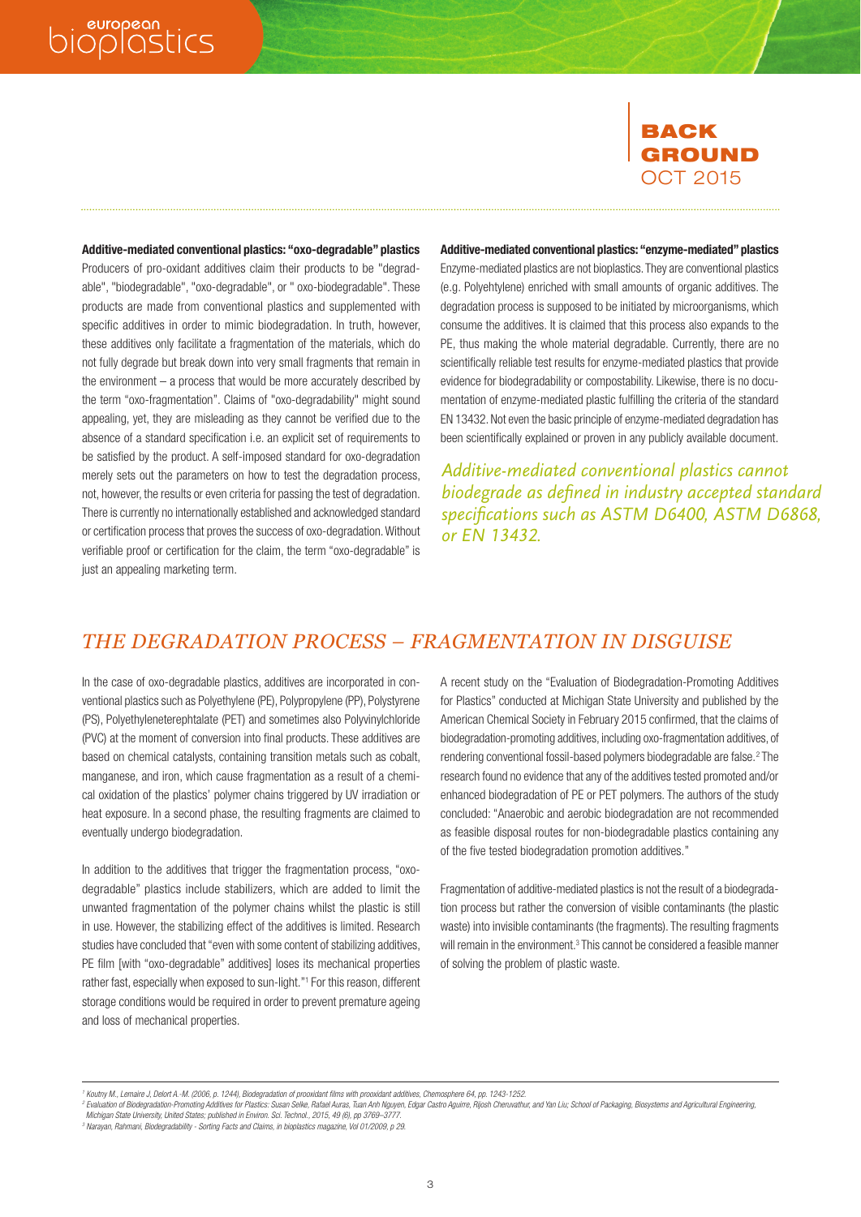**Additive-mediated conventional plastics: "oxo-degradable" plastics**

Producers of pro-oxidant additives claim their products to be "degradable", "biodegradable", "oxo-degradable", or " oxo-biodegradable". These products are made from conventional plastics and supplemented with specific additives in order to mimic biodegradation. In truth, however, these additives only facilitate a fragmentation of the materials, which do not fully degrade but break down into very small fragments that remain in the environment – a process that would be more accurately described by the term "oxo-fragmentation". Claims of "oxo-degradability" might sound appealing, yet, they are misleading as they cannot be verified due to the absence of a standard specification i.e. an explicit set of requirements to be satisfied by the product. A self-imposed standard for oxo-degradation merely sets out the parameters on how to test the degradation process, not, however, the results or even criteria for passing the test of degradation. There is currently no internationally established and acknowledged standard or certification process that proves the success of oxo-degradation. Without verifiable proof or certification for the claim, the term "oxo-degradable" is just an appealing marketing term.

**Additive-mediated conventional plastics: "enzyme-mediated" plastics**

Enzyme-mediated plastics are not bioplastics. They are conventional plastics (e.g. Polyehtylene) enriched with small amounts of organic additives. The degradation process is supposed to be initiated by microorganisms, which consume the additives. It is claimed that this process also expands to the PE, thus making the whole material degradable. Currently, there are no scientifically reliable test results for enzyme-mediated plastics that provide evidence for biodegradability or compostability. Likewise, there is no documentation of enzyme-mediated plastic fulfilling the criteria of the standard EN 13432. Not even the basic principle of enzyme-mediated degradation has been scientifically explained or proven in any publicly available document.

*Additive-mediated conventional plastics cannot biodegrade as defined in industry accepted standard specifications such as ASTM D6400, ASTM D6868, or EN 13432.*

## *THE DEGRADATION PROCESS – FRAGMENTATION IN DISGUISE*

In the case of oxo-degradable plastics, additives are incorporated in conventional plastics such as Polyethylene (PE), Polypropylene (PP), Polystyrene (PS), Polyethyleneterephtalate (PET) and sometimes also Polyvinylchloride (PVC) at the moment of conversion into final products. These additives are based on chemical catalysts, containing transition metals such as cobalt, manganese, and iron, which cause fragmentation as a result of a chemical oxidation of the plastics' polymer chains triggered by UV irradiation or heat exposure. In a second phase, the resulting fragments are claimed to eventually undergo biodegradation.

In addition to the additives that trigger the fragmentation process, "oxo-degradable" plastics include stabilizers, which are added to limit the unwanted fragmentation of the polymer chains whilst the plastic is still in use. However, the stabilizing effect of the additives is limited. Research studies have concluded that "even with some content of stabilizing additives, PE film [with "oxo-degradable" additives] loses its mechanical properties rather fast, especially when exposed to sun-light."[1] For this reason, different storage conditions would be required in order to prevent premature ageing and loss of mechanical properties.

A recent study on the "Evaluation of Biodegradation-Promoting Additives for Plastics" conducted at Michigan State University and published by the American Chemical Society in February 2015 confirmed, that the claims of biodegradation-promoting additives, including oxo-fragmentation additives, of rendering conventional fossil-based polymers biodegradable are false.[2] The research found no evidence that any of the additives tested promoted and/or enhanced biodegradation of PE or PET polymers. The authors of the study concluded: "Anaerobic and aerobic biodegradation are not recommended as feasible disposal routes for non-biodegradable plastics containing any of the five tested biodegradation promotion additives."

Fragmentation of additive-mediated plastics is not the result of a biodegradation process but rather the conversion of visible contaminants (the plastic waste) into invisible contaminants (the fragments). The resulting fragments will remain in the environment.[3] This cannot be considered a feasible manner of solving the problem of plastic waste.

---

[1] *Koutny M., Lemaire J, Delort A.-M. (2006, p. 1244), Biodegradation of prooxidant films with prooxidant additives, Chemosphere 64, pp. 1243-1252.*

[2] *Evaluation of Biodegradation-Promoting Additives for Plastics: Susan Selke, Rafael Auras, Tuan Anh Nguyen, Edgar Castro Aguirre, Rijosh Cheruvathur, and Yan Liu; School of Packaging, Biosystems and Agricultural Engineering, Michigan State University, United States; published in Environ. Sci. Technol., 2015, 49 (6), pp 3769–3777.*

[3] *Narayan, Rahmani, Biodegradability - Sorting Facts and Claims, in bioplastics magazine, Vol 01/2009, p 29.*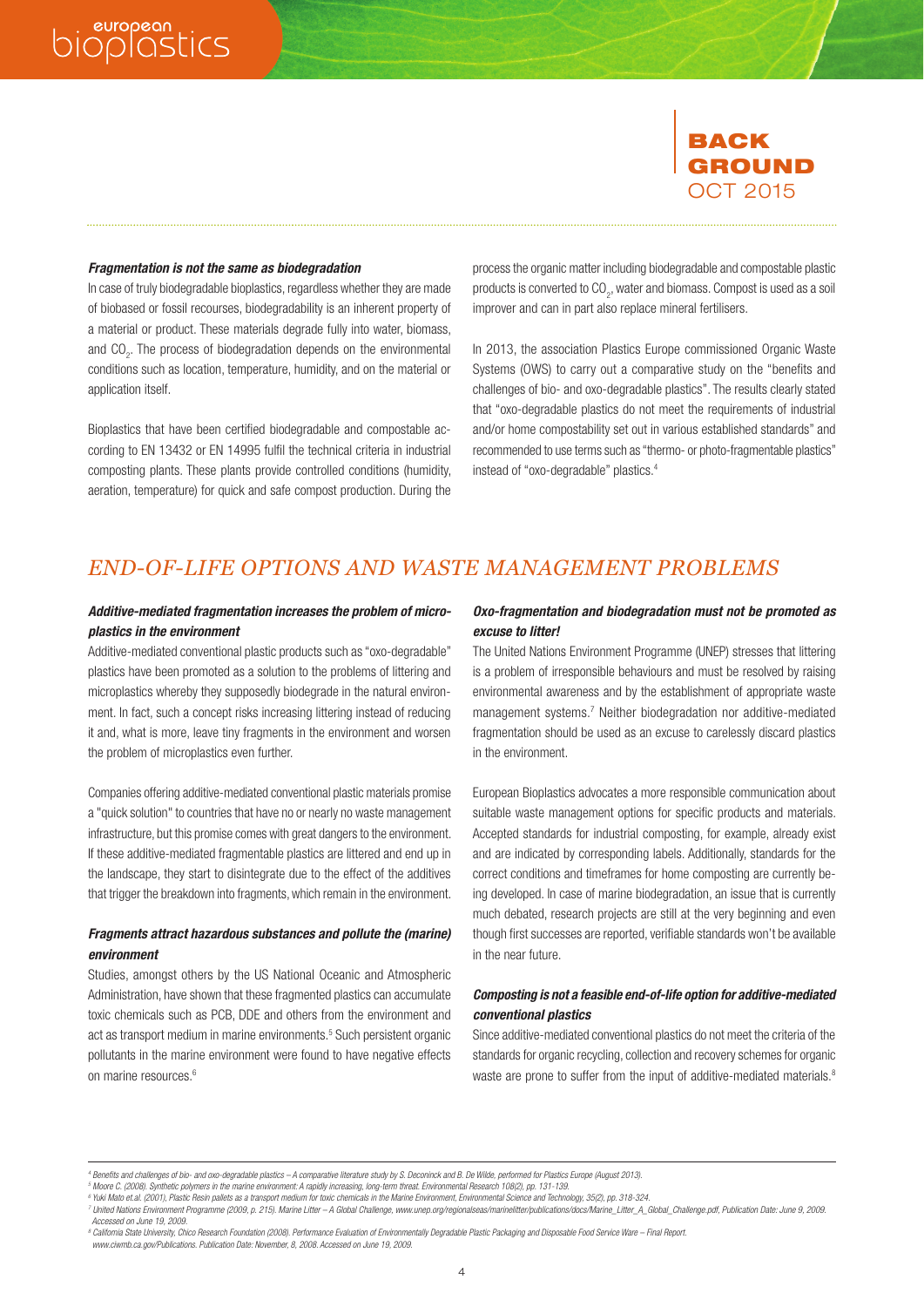#### *Fragmentation is not the same as biodegradation*

In case of truly biodegradable bioplastics, regardless whether they are made of biobased or fossil recourses, biodegradability is an inherent property of a material or product. These materials degrade fully into water, biomass, and $CO_2$. The process of biodegradation depends on the environmental conditions such as location, temperature, humidity, and on the material or application itself.

Bioplastics that have been certified biodegradable and compostable according to EN 13432 or EN 14995 fulfil the technical criteria in industrial composting plants. These plants provide controlled conditions (humidity, aeration, temperature) for quick and safe compost production. During the process the organic matter including biodegradable and compostable plastic products is converted to $CO_2$, water and biomass. Compost is used as a soil improver and can in part also replace mineral fertilisers.

In 2013, the association Plastics Europe commissioned Organic Waste Systems (OWS) to carry out a comparative study on the "benefits and challenges of bio- and oxo-degradable plastics". The results clearly stated that "oxo-degradable plastics do not meet the requirements of industrial and/or home compostability set out in various established standards" and recommended to use terms such as "thermo- or photo-fragmentable plastics" instead of "oxo-degradable" plastics.[4]

## *END-OF-LIFE OPTIONS AND WASTE MANAGEMENT PROBLEMS*

#### *Additive-mediated fragmentation increases the problem of microplastics in the environment*

Additive-mediated conventional plastic products such as "oxo-degradable" plastics have been promoted as a solution to the problems of littering and microplastics whereby they supposedly biodegrade in the natural environment. In fact, such a concept risks increasing littering instead of reducing it and, what is more, leave tiny fragments in the environment and worsen the problem of microplastics even further.

Companies offering additive-mediated conventional plastic materials promise a "quick solution" to countries that have no or nearly no waste management infrastructure, but this promise comes with great dangers to the environment. If these additive-mediated fragmentable plastics are littered and end up in the landscape, they start to disintegrate due to the effect of the additives that trigger the breakdown into fragments, which remain in the environment.

#### *Fragments attract hazardous substances and pollute the (marine) environment*

Studies, amongst others by the US National Oceanic and Atmospheric Administration, have shown that these fragmented plastics can accumulate toxic chemicals such as PCB, DDE and others from the environment and act as transport medium in marine environments.[5] Such persistent organic pollutants in the marine environment were found to have negative effects on marine resources.[6]

#### *Oxo-fragmentation and biodegradation must not be promoted as excuse to litter!*

The United Nations Environment Programme (UNEP) stresses that littering is a problem of irresponsible behaviours and must be resolved by raising environmental awareness and by the establishment of appropriate waste management systems.[7] Neither biodegradation nor additive-mediated fragmentation should be used as an excuse to carelessly discard plastics in the environment.

European Bioplastics advocates a more responsible communication about suitable waste management options for specific products and materials. Accepted standards for industrial composting, for example, already exist and are indicated by corresponding labels. Additionally, standards for the correct conditions and timeframes for home composting are currently being developed. In case of marine biodegradation, an issue that is currently much debated, research projects are still at the very beginning and even though first successes are reported, verifiable standards won't be available in the near future.

#### *Composting is not a feasible end-of-life option for additive-mediated conventional plastics*

Since additive-mediated conventional plastics do not meet the criteria of the standards for organic recycling, collection and recovery schemes for organic waste are prone to suffer from the input of additive-mediated materials.[8]

---

[4] *Benefits and challenges of bio- and oxo-degradable plastics – A comparative literature study by S. Deconinck and B. De Wilde, performed for Plastics Europe (August 2013).*

[5] *Moore C. (2008). Synthetic polymers in the marine environment: A rapidly increasing, long-term threat. Environmental Research 108(2), pp. 131-139.*

[6] *Yuki Mato et.al. (2001), Plastic Resin pallets as a transport medium for toxic chemicals in the Marine Environment, Environmental Science and Technology, 35(2), pp. 318-324.*

[7] *United Nations Environment Programme (2009, p. 215). Marine Litter – A Global Challenge, www.unep.org/regionalseas/marinelitter/publications/docs/Marine_Litter_A_Global_Challenge.pdf, Publication Date: June 9, 2009. Accessed on June 19, 2009.*

[8] *California State University, Chico Research Foundation (2008). Performance Evaluation of Environmentally Degradable Plastic Packaging and Disposable Food Service Ware – Final Report. www.ciwmb.ca.gov/Publications. Publication Date: November, 8, 2008. Accessed on June 19, 2009.*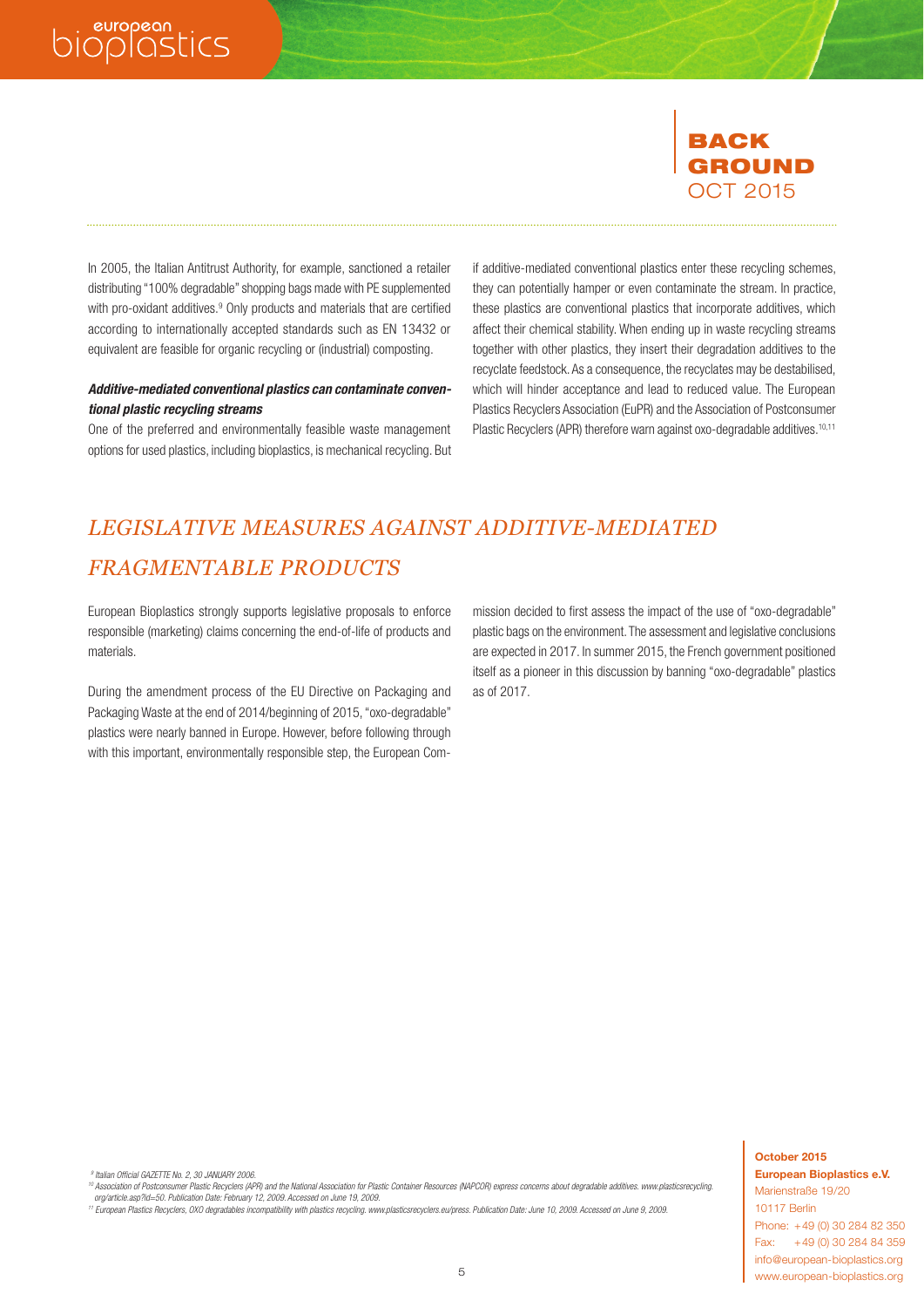In 2005, the Italian Antitrust Authority, for example, sanctioned a retailer distributing "100% degradable" shopping bags made with PE supplemented with pro-oxidant additives.[9] Only products and materials that are certified according to internationally accepted standards such as EN 13432 or equivalent are feasible for organic recycling or (industrial) composting.

***Additive-mediated conventional plastics can contaminate conventional plastic recycling streams***

One of the preferred and environmentally feasible waste management options for used plastics, including bioplastics, is mechanical recycling. But if additive-mediated conventional plastics enter these recycling schemes, they can potentially hamper or even contaminate the stream. In practice, these plastics are conventional plastics that incorporate additives, which affect their chemical stability. When ending up in waste recycling streams together with other plastics, they insert their degradation additives to the recyclate feedstock. As a consequence, the recyclates may be destabilised, which will hinder acceptance and lead to reduced value. The European Plastics Recyclers Association (EuPR) and the Association of Postconsumer Plastic Recyclers (APR) therefore warn against oxo-degradable additives.[10,11]

## *LEGISLATIVE MEASURES AGAINST ADDITIVE-MEDIATED FRAGMENTABLE PRODUCTS*

European Bioplastics strongly supports legislative proposals to enforce responsible (marketing) claims concerning the end-of-life of products and materials.

During the amendment process of the EU Directive on Packaging and Packaging Waste at the end of 2014/beginning of 2015, "oxo-degradable" plastics were nearly banned in Europe. However, before following through with this important, environmentally responsible step, the European Commission decided to first assess the impact of the use of "oxo-degradable" plastic bags on the environment. The assessment and legislative conclusions are expected in 2017. In summer 2015, the French government positioned itself as a pioneer in this discussion by banning "oxo-degradable" plastics as of 2017.

*[9] Italian Official GAZETTE No. 2, 30 JANUARY 2006.*

*[10] Association of Postconsumer Plastic Recyclers (APR) and the National Association for Plastic Container Resources (NAPCOR) express concerns about degradable additives. www.plasticsrecycling.org/article.asp?id=50. Publication Date: February 12, 2009. Accessed on June 19, 2009.*

*[11] European Plastics Recyclers, OXO degradables incompatibility with plastics recycling. www.plasticsrecyclers.eu/press. Publication Date: June 10, 2009. Accessed on June 9, 2009.*

**October 2015**
**European Bioplastics e.V.**
Marienstraße 19/20
10117 Berlin
Phone: +49 (0) 30 284 82 350
Fax: +49 (0) 30 284 84 359
info@european-bioplastics.org
www.european-bioplastics.org